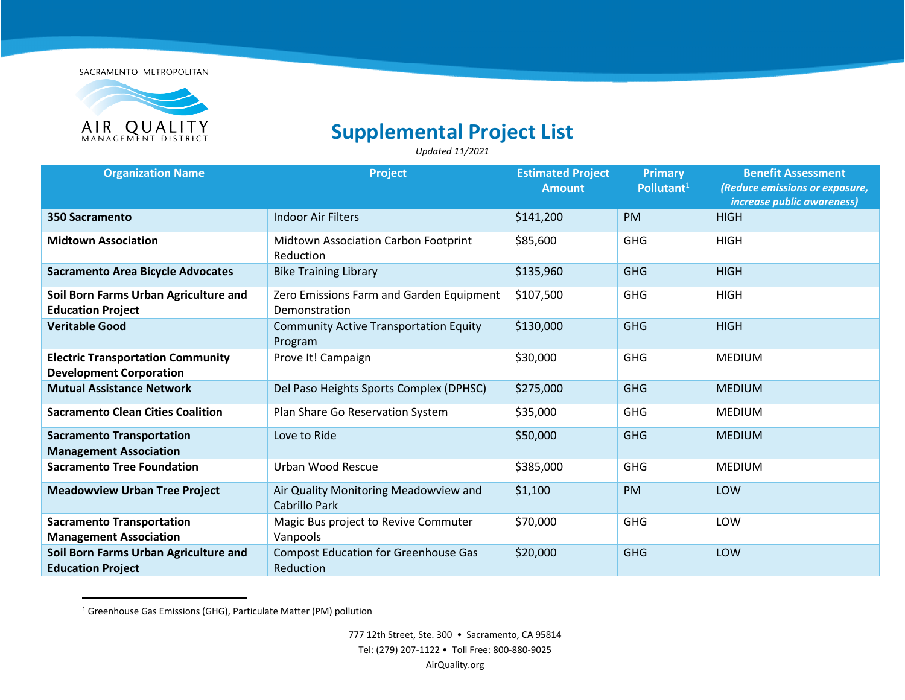SACRAMENTO METROPOLITAN

AIR QUALITY
MANAGEMENT DISTRICT

# Supplemental Project List

*Updated 11/2021*

| Organization Name | Project | Estimated Project Amount | Primary Pollutant[1] | Benefit Assessment *(Reduce emissions or exposure, increase public awareness)* |
|---|---|---|---|---|
| **350 Sacramento** | Indoor Air Filters | $141,200 | PM | HIGH |
| **Midtown Association** | Midtown Association Carbon Footprint Reduction | $85,600 | GHG | HIGH |
| **Sacramento Area Bicycle Advocates** | Bike Training Library | $135,960 | GHG | HIGH |
| **Soil Born Farms Urban Agriculture and Education Project** | Zero Emissions Farm and Garden Equipment Demonstration | $107,500 | GHG | HIGH |
| **Veritable Good** | Community Active Transportation Equity Program | $130,000 | GHG | HIGH |
| **Electric Transportation Community Development Corporation** | Prove It! Campaign | $30,000 | GHG | MEDIUM |
| **Mutual Assistance Network** | Del Paso Heights Sports Complex (DPHSC) | $275,000 | GHG | MEDIUM |
| **Sacramento Clean Cities Coalition** | Plan Share Go Reservation System | $35,000 | GHG | MEDIUM |
| **Sacramento Transportation Management Association** | Love to Ride | $50,000 | GHG | MEDIUM |
| **Sacramento Tree Foundation** | Urban Wood Rescue | $385,000 | GHG | MEDIUM |
| **Meadowview Urban Tree Project** | Air Quality Monitoring Meadowview and Cabrillo Park | $1,100 | PM | LOW |
| **Sacramento Transportation Management Association** | Magic Bus project to Revive Commuter Vanpools | $70,000 | GHG | LOW |
| **Soil Born Farms Urban Agriculture and Education Project** | Compost Education for Greenhouse Gas Reduction | $20,000 | GHG | LOW |

[1] Greenhouse Gas Emissions (GHG), Particulate Matter (PM) pollution

777 12th Street, Ste. 300 • Sacramento, CA 95814
Tel: (279) 207-1122 • Toll Free: 800-880-9025
AirQuality.org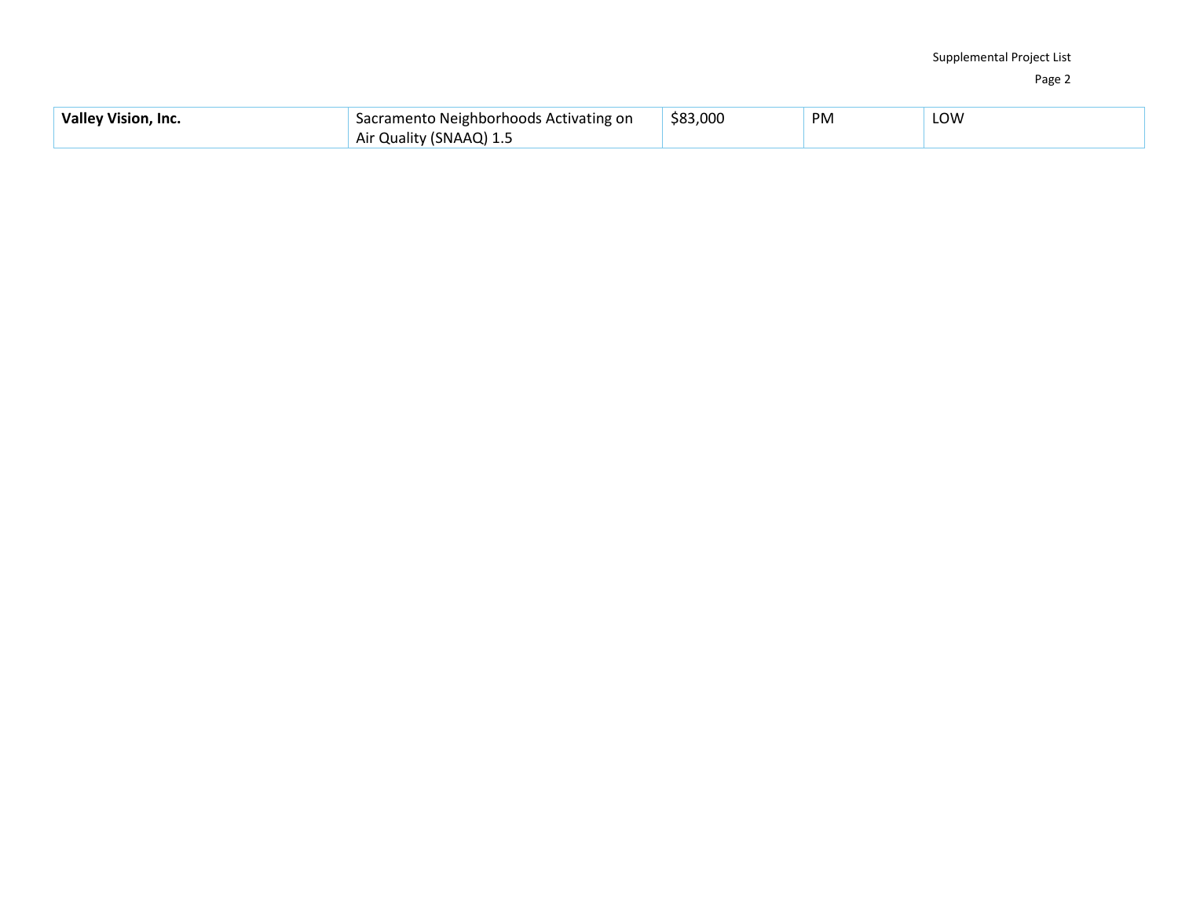| | | | | |
|---|---|---|---|---|
| **Valley Vision, Inc.** | Sacramento Neighborhoods Activating on Air Quality (SNAAQ) 1.5 | $83,000 | PM | LOW |